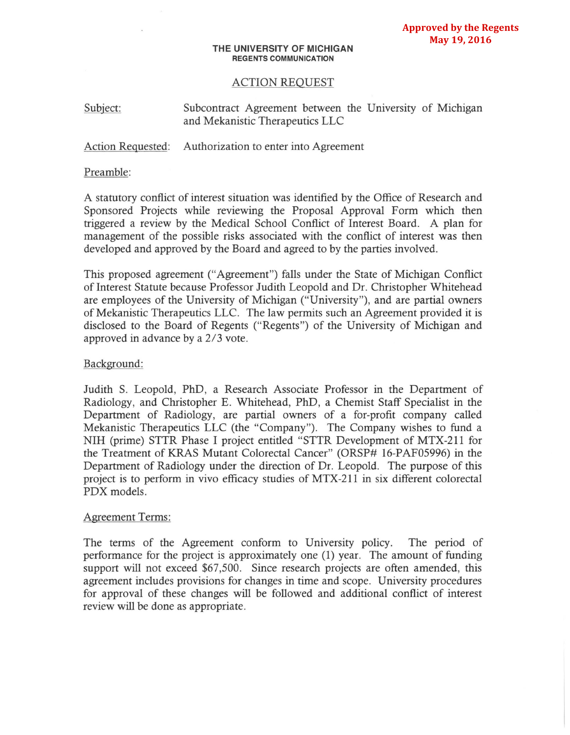**Approved by the Regents**
**May 19, 2016**

**THE UNIVERSITY OF MICHIGAN**
**REGENTS COMMUNICATION**

## ACTION REQUEST

Subject: Subcontract Agreement between the University of Michigan and Mekanistic Therapeutics LLC

Action Requested: Authorization to enter into Agreement

Preamble:

A statutory conflict of interest situation was identified by the Office of Research and Sponsored Projects while reviewing the Proposal Approval Form which then triggered a review by the Medical School Conflict of Interest Board. A plan for management of the possible risks associated with the conflict of interest was then developed and approved by the Board and agreed to by the parties involved.

This proposed agreement ("Agreement") falls under the State of Michigan Conflict of Interest Statute because Professor Judith Leopold and Dr. Christopher Whitehead are employees of the University of Michigan ("University"), and are partial owners of Mekanistic Therapeutics LLC. The law permits such an Agreement provided it is disclosed to the Board of Regents ("Regents") of the University of Michigan and approved in advance by a 2/3 vote.

Background:

Judith S. Leopold, PhD, a Research Associate Professor in the Department of Radiology, and Christopher E. Whitehead, PhD, a Chemist Staff Specialist in the Department of Radiology, are partial owners of a for-profit company called Mekanistic Therapeutics LLC (the "Company"). The Company wishes to fund a NIH (prime) STTR Phase I project entitled "STTR Development of MTX-211 for the Treatment of KRAS Mutant Colorectal Cancer" (ORSP# 16-PAF05996) in the Department of Radiology under the direction of Dr. Leopold. The purpose of this project is to perform in vivo efficacy studies of MTX-211 in six different colorectal PDX models.

Agreement Terms:

The terms of the Agreement conform to University policy. The period of performance for the project is approximately one (1) year. The amount of funding support will not exceed $67,500. Since research projects are often amended, this agreement includes provisions for changes in time and scope. University procedures for approval of these changes will be followed and additional conflict of interest review will be done as appropriate.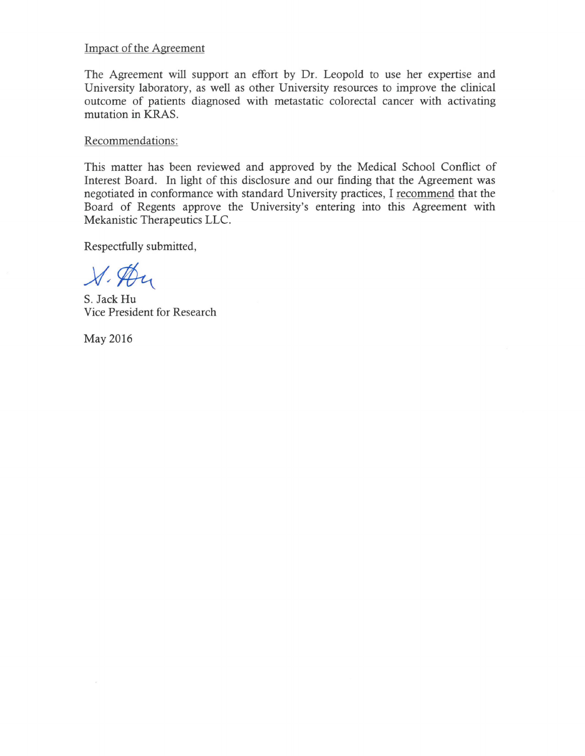Impact of the Agreement

The Agreement will support an effort by Dr. Leopold to use her expertise and University laboratory, as well as other University resources to improve the clinical outcome of patients diagnosed with metastatic colorectal cancer with activating mutation in KRAS.

Recommendations:

This matter has been reviewed and approved by the Medical School Conflict of Interest Board. In light of this disclosure and our finding that the Agreement was negotiated in conformance with standard University practices, I recommend that the Board of Regents approve the University's entering into this Agreement with Mekanistic Therapeutics LLC.

Respectfully submitted,

S. Jack Hu
Vice President for Research

May 2016